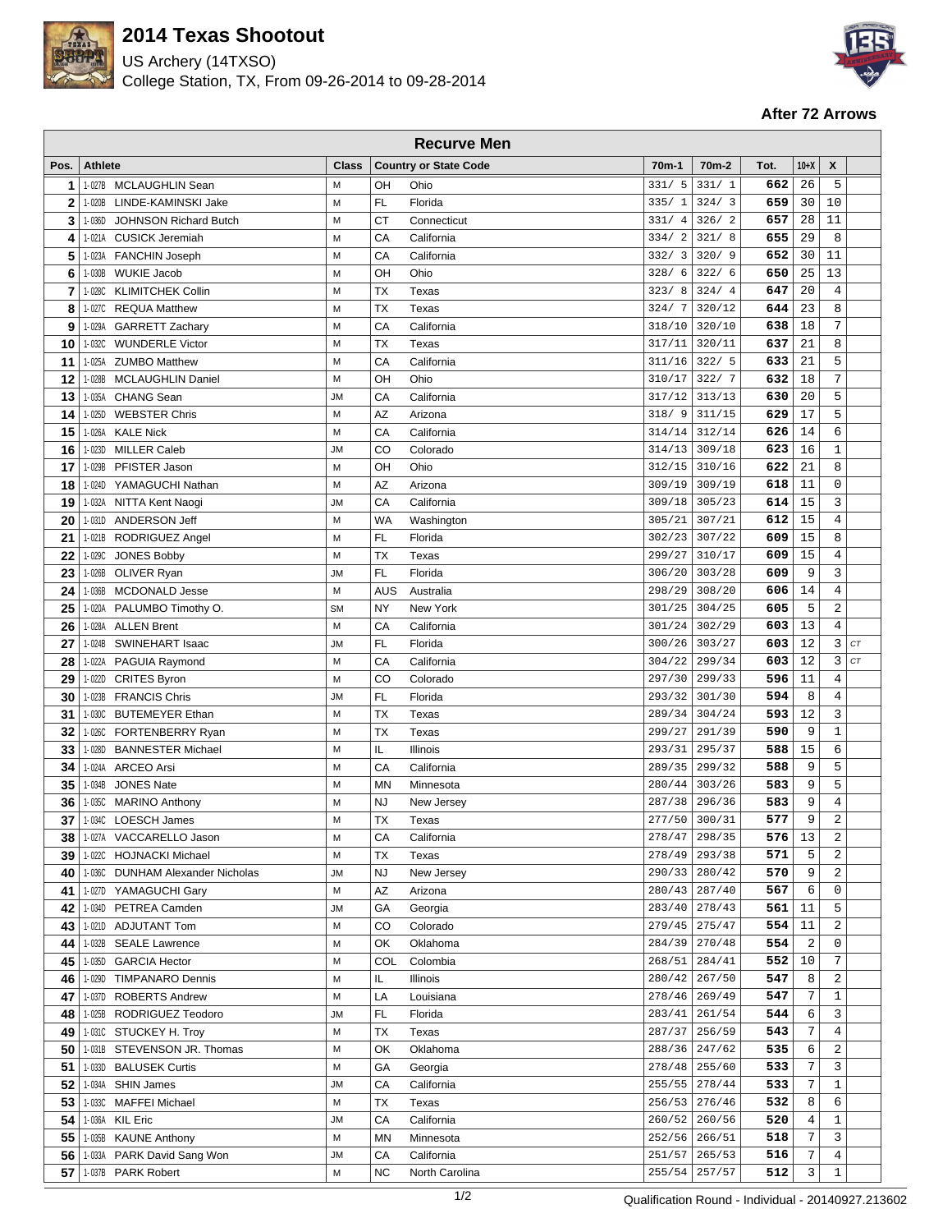# 2014 Texas Shootout

US Archery (14TXSO)
College Station, TX, From 09-26-2014 to 09-28-2014

**After 72 Arrows**

| Recurve Men | | | | | | | | | | |
|---|---|---|---|---|---|---|---|---|---|---|
| Pos. | Athlete | Class | Country or State Code | | 70m-1 | 70m-2 | Tot. | 10+X | X | |
| 1 | 1-027B MCLAUGHLIN Sean | M | OH | Ohio | 331/ 5 | 331/ 1 | 662 | 26 | 5 | |
| 2 | 1-020B LINDE-KAMINSKI Jake | M | FL | Florida | 335/ 1 | 324/ 3 | 659 | 30 | 10 | |
| 3 | 1-036D JOHNSON Richard Butch | M | CT | Connecticut | 331/ 4 | 326/ 2 | 657 | 28 | 11 | |
| 4 | 1-021A CUSICK Jeremiah | M | CA | California | 334/ 2 | 321/ 8 | 655 | 29 | 8 | |
| 5 | 1-023A FANCHIN Joseph | M | CA | California | 332/ 3 | 320/ 9 | 652 | 30 | 11 | |
| 6 | 1-030B WUKIE Jacob | M | OH | Ohio | 328/ 6 | 322/ 6 | 650 | 25 | 13 | |
| 7 | 1-028C KLIMITCHEK Collin | M | TX | Texas | 323/ 8 | 324/ 4 | 647 | 20 | 4 | |
| 8 | 1-027C REQUA Matthew | M | TX | Texas | 324/ 7 | 320/12 | 644 | 23 | 8 | |
| 9 | 1-029A GARRETT Zachary | M | CA | California | 318/10 | 320/10 | 638 | 18 | 7 | |
| 10 | 1-032C WUNDERLE Victor | M | TX | Texas | 317/11 | 320/11 | 637 | 21 | 8 | |
| 11 | 1-025A ZUMBO Matthew | M | CA | California | 311/16 | 322/ 5 | 633 | 21 | 5 | |
| 12 | 1-028B MCLAUGHLIN Daniel | M | OH | Ohio | 310/17 | 322/ 7 | 632 | 18 | 7 | |
| 13 | 1-035A CHANG Sean | JM | CA | California | 317/12 | 313/13 | 630 | 20 | 5 | |
| 14 | 1-025D WEBSTER Chris | M | AZ | Arizona | 318/ 9 | 311/15 | 629 | 17 | 5 | |
| 15 | 1-026A KALE Nick | M | CA | California | 314/14 | 312/14 | 626 | 14 | 6 | |
| 16 | 1-023D MILLER Caleb | JM | CO | Colorado | 314/13 | 309/18 | 623 | 16 | 1 | |
| 17 | 1-029B PFISTER Jason | M | OH | Ohio | 312/15 | 310/16 | 622 | 21 | 8 | |
| 18 | 1-024D YAMAGUCHI Nathan | M | AZ | Arizona | 309/19 | 309/19 | 618 | 11 | 0 | |
| 19 | 1-032A NITTA Kent Naogi | JM | CA | California | 309/18 | 305/23 | 614 | 15 | 3 | |
| 20 | 1-031D ANDERSON Jeff | M | WA | Washington | 305/21 | 307/21 | 612 | 15 | 4 | |
| 21 | 1-021B RODRIGUEZ Angel | M | FL | Florida | 302/23 | 307/22 | 609 | 15 | 8 | |
| 22 | 1-029C JONES Bobby | M | TX | Texas | 299/27 | 310/17 | 609 | 15 | 4 | |
| 23 | 1-026B OLIVER Ryan | JM | FL | Florida | 306/20 | 303/28 | 609 | 9 | 3 | |
| 24 | 1-036B MCDONALD Jesse | M | AUS | Australia | 298/29 | 308/20 | 606 | 14 | 4 | |
| 25 | 1-020A PALUMBO Timothy O. | SM | NY | New York | 301/25 | 304/25 | 605 | 5 | 2 | |
| 26 | 1-028A ALLEN Brent | M | CA | California | 301/24 | 302/29 | 603 | 13 | 4 | |
| 27 | 1-024B SWINEHART Isaac | JM | FL | Florida | 300/26 | 303/27 | 603 | 12 | 3 | CT |
| 28 | 1-022A PAGUIA Raymond | M | CA | California | 304/22 | 299/34 | 603 | 12 | 3 | CT |
| 29 | 1-022D CRITES Byron | M | CO | Colorado | 297/30 | 299/33 | 596 | 11 | 4 | |
| 30 | 1-023B FRANCIS Chris | JM | FL | Florida | 293/32 | 301/30 | 594 | 8 | 4 | |
| 31 | 1-030C BUTEMEYER Ethan | M | TX | Texas | 289/34 | 304/24 | 593 | 12 | 3 | |
| 32 | 1-026C FORTENBERRY Ryan | M | TX | Texas | 299/27 | 291/39 | 590 | 9 | 1 | |
| 33 | 1-028D BANNESTER Michael | M | IL | Illinois | 293/31 | 295/37 | 588 | 15 | 6 | |
| 34 | 1-024A ARCEO Arsi | M | CA | California | 289/35 | 299/32 | 588 | 9 | 5 | |
| 35 | 1-034B JONES Nate | M | MN | Minnesota | 280/44 | 303/26 | 583 | 9 | 5 | |
| 36 | 1-035C MARINO Anthony | M | NJ | New Jersey | 287/38 | 296/36 | 583 | 9 | 4 | |
| 37 | 1-034C LOESCH James | M | TX | Texas | 277/50 | 300/31 | 577 | 9 | 2 | |
| 38 | 1-027A VACCARELLO Jason | M | CA | California | 278/47 | 298/35 | 576 | 13 | 2 | |
| 39 | 1-022C HOJNACKI Michael | M | TX | Texas | 278/49 | 293/38 | 571 | 5 | 2 | |
| 40 | 1-036C DUNHAM Alexander Nicholas | JM | NJ | New Jersey | 290/33 | 280/42 | 570 | 9 | 2 | |
| 41 | 1-027D YAMAGUCHI Gary | M | AZ | Arizona | 280/43 | 287/40 | 567 | 6 | 0 | |
| 42 | 1-034D PETREA Camden | JM | GA | Georgia | 283/40 | 278/43 | 561 | 11 | 5 | |
| 43 | 1-021D ADJUTANT Tom | M | CO | Colorado | 279/45 | 275/47 | 554 | 11 | 2 | |
| 44 | 1-032B SEALE Lawrence | M | OK | Oklahoma | 284/39 | 270/48 | 554 | 2 | 0 | |
| 45 | 1-035D GARCIA Hector | M | COL | Colombia | 268/51 | 284/41 | 552 | 10 | 7 | |
| 46 | 1-029D TIMPANARO Dennis | M | IL | Illinois | 280/42 | 267/50 | 547 | 8 | 2 | |
| 47 | 1-037D ROBERTS Andrew | M | LA | Louisiana | 278/46 | 269/49 | 547 | 7 | 1 | |
| 48 | 1-025B RODRIGUEZ Teodoro | JM | FL | Florida | 283/41 | 261/54 | 544 | 6 | 3 | |
| 49 | 1-031C STUCKEY H. Troy | M | TX | Texas | 287/37 | 256/59 | 543 | 7 | 4 | |
| 50 | 1-031B STEVENSON JR. Thomas | M | OK | Oklahoma | 288/36 | 247/62 | 535 | 6 | 2 | |
| 51 | 1-033D BALUSEK Curtis | M | GA | Georgia | 278/48 | 255/60 | 533 | 7 | 3 | |
| 52 | 1-034A SHIN James | JM | CA | California | 255/55 | 278/44 | 533 | 7 | 1 | |
| 53 | 1-033C MAFFEI Michael | M | TX | Texas | 256/53 | 276/46 | 532 | 8 | 6 | |
| 54 | 1-036A KIL Eric | JM | CA | California | 260/52 | 260/56 | 520 | 4 | 1 | |
| 55 | 1-035B KAUNE Anthony | M | MN | Minnesota | 252/56 | 266/51 | 518 | 7 | 3 | |
| 56 | 1-033A PARK David Sang Won | JM | CA | California | 251/57 | 265/53 | 516 | 7 | 4 | |
| 57 | 1-037B PARK Robert | M | NC | North Carolina | 255/54 | 257/57 | 512 | 3 | 1 | |

Qualification Round - Individual - 20140927.213602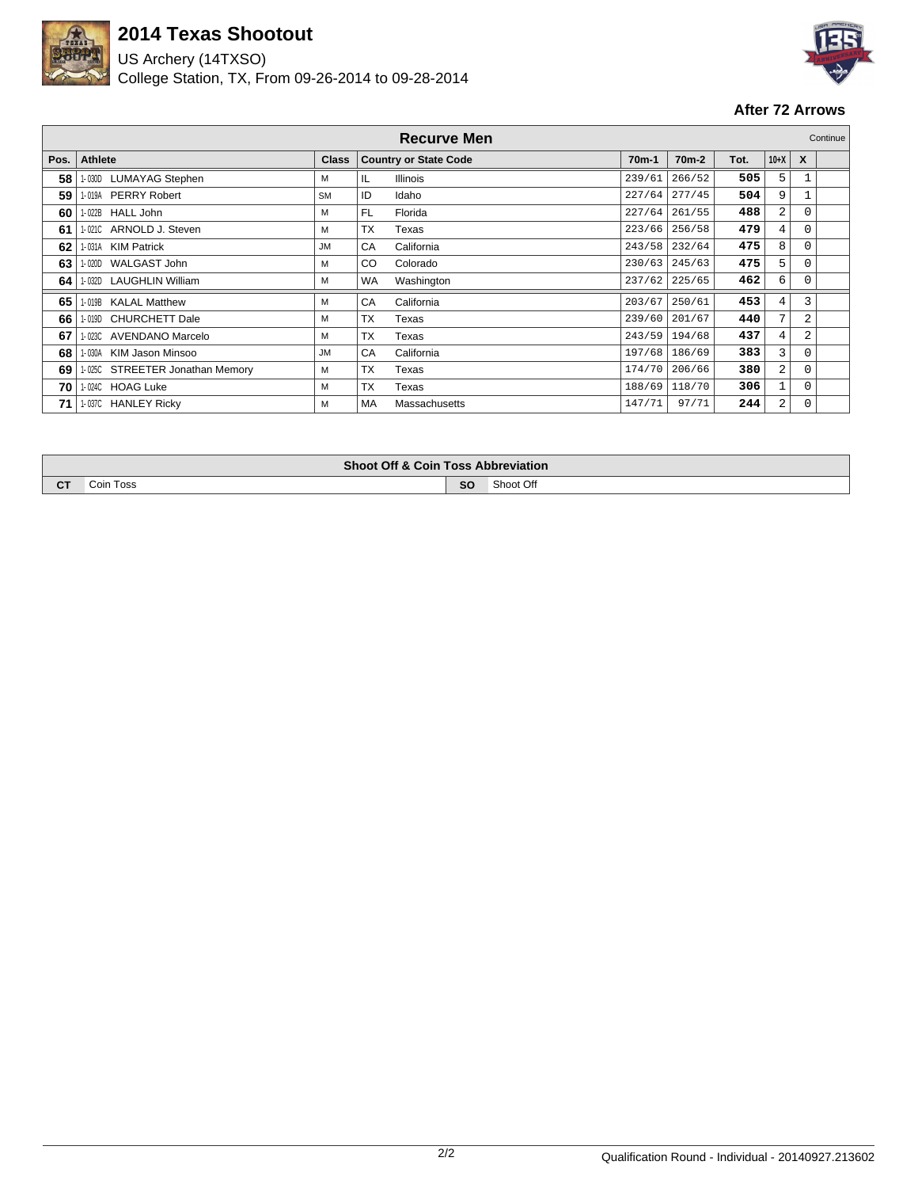# 2014 Texas Shootout

US Archery (14TXSO)
College Station, TX, From 09-26-2014 to 09-28-2014

**After 72 Arrows**

## Recurve Men

Continue

| Pos. | Athlete | Class | Country or State Code | | 70m-1 | 70m-2 | Tot. | 10+X | X | |
|---|---|---|---|---|---|---|---|---|---|---|
| **58** | 1-030D LUMAYAG Stephen | M | IL | Illinois | 239/61 | 266/52 | **505** | 5 | 1 | |
| **59** | 1-019A PERRY Robert | SM | ID | Idaho | 227/64 | 277/45 | **504** | 9 | 1 | |
| **60** | 1-022B HALL John | M | FL | Florida | 227/64 | 261/55 | **488** | 2 | 0 | |
| **61** | 1-021C ARNOLD J. Steven | M | TX | Texas | 223/66 | 256/58 | **479** | 4 | 0 | |
| **62** | 1-031A KIM Patrick | JM | CA | California | 243/58 | 232/64 | **475** | 8 | 0 | |
| **63** | 1-020D WALGAST John | M | CO | Colorado | 230/63 | 245/63 | **475** | 5 | 0 | |
| **64** | 1-032D LAUGHLIN William | M | WA | Washington | 237/62 | 225/65 | **462** | 6 | 0 | |
| **65** | 1-019B KALAL Matthew | M | CA | California | 203/67 | 250/61 | **453** | 4 | 3 | |
| **66** | 1-019D CHURCHETT Dale | M | TX | Texas | 239/60 | 201/67 | **440** | 7 | 2 | |
| **67** | 1-023C AVENDANO Marcelo | M | TX | Texas | 243/59 | 194/68 | **437** | 4 | 2 | |
| **68** | 1-030A KIM Jason Minsoo | JM | CA | California | 197/68 | 186/69 | **383** | 3 | 0 | |
| **69** | 1-025C STREETER Jonathan Memory | M | TX | Texas | 174/70 | 206/66 | **380** | 2 | 0 | |
| **70** | 1-024C HOAG Luke | M | TX | Texas | 188/69 | 118/70 | **306** | 1 | 0 | |
| **71** | 1-037C HANLEY Ricky | M | MA | Massachusetts | 147/71 | 97/71 | **244** | 2 | 0 | |

| Shoot Off & Coin Toss Abbreviation | | | |
|---|---|---|---|
| **CT** | Coin Toss | **SO** | Shoot Off |

Qualification Round - Individual - 20140927.213602